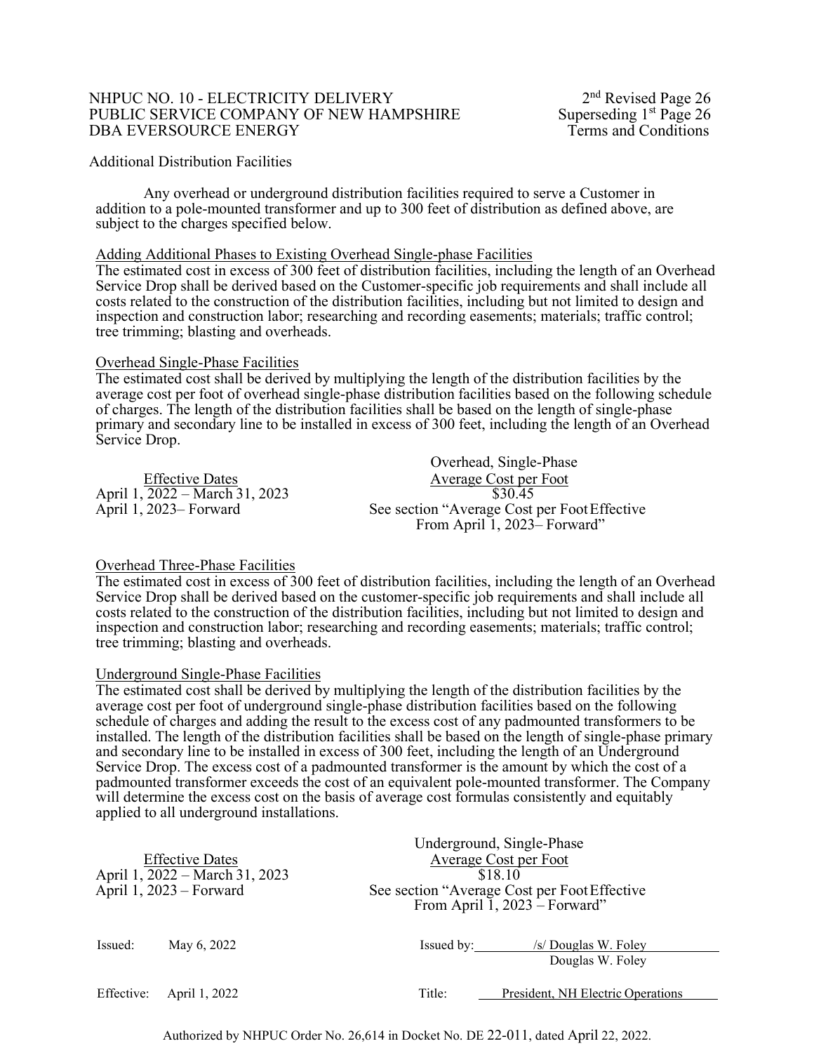Additional Distribution Facilities

Any overhead or underground distribution facilities required to serve a Customer in addition to a pole-mounted transformer and up to 300 feet of distribution as defined above, are subject to the charges specified below.

Adding Additional Phases to Existing Overhead Single-phase Facilities

The estimated cost in excess of 300 feet of distribution facilities, including the length of an Overhead Service Drop shall be derived based on the Customer-specific job requirements and shall include all costs related to the construction of the distribution facilities, including but not limited to design and inspection and construction labor; researching and recording easements; materials; traffic control; tree trimming; blasting and overheads.

Overhead Single-Phase Facilities

The estimated cost shall be derived by multiplying the length of the distribution facilities by the average cost per foot of overhead single-phase distribution facilities based on the following schedule of charges. The length of the distribution facilities shall be based on the length of single-phase primary and secondary line to be installed in excess of 300 feet, including the length of an Overhead Service Drop.

| Effective Dates | Overhead, Single-Phase Average Cost per Foot |
|---|---|
| April 1, 2022 – March 31, 2023 | $30.45 |
| April 1, 2023– Forward | See section "Average Cost per Foot Effective From April 1, 2023– Forward" |

Overhead Three-Phase Facilities

The estimated cost in excess of 300 feet of distribution facilities, including the length of an Overhead Service Drop shall be derived based on the customer-specific job requirements and shall include all costs related to the construction of the distribution facilities, including but not limited to design and inspection and construction labor; researching and recording easements; materials; traffic control; tree trimming; blasting and overheads.

Underground Single-Phase Facilities

The estimated cost shall be derived by multiplying the length of the distribution facilities by the average cost per foot of underground single-phase distribution facilities based on the following schedule of charges and adding the result to the excess cost of any padmounted transformers to be installed. The length of the distribution facilities shall be based on the length of single-phase primary and secondary line to be installed in excess of 300 feet, including the length of an Underground Service Drop. The excess cost of a padmounted transformer is the amount by which the cost of a padmounted transformer exceeds the cost of an equivalent pole-mounted transformer. The Company will determine the excess cost on the basis of average cost formulas consistently and equitably applied to all underground installations.

| Effective Dates | Underground, Single-Phase Average Cost per Foot |
|---|---|
| April 1, 2022 – March 31, 2023 | $18.10 |
| April 1, 2023 – Forward | See section "Average Cost per Foot Effective From April 1, 2023 – Forward" |

Issued: May 6, 2022

Issued by: /s/ Douglas W. Foley
Douglas W. Foley

Effective: April 1, 2022

Title: President, NH Electric Operations

Authorized by NHPUC Order No. 26,614 in Docket No. DE 22-011, dated April 22, 2022.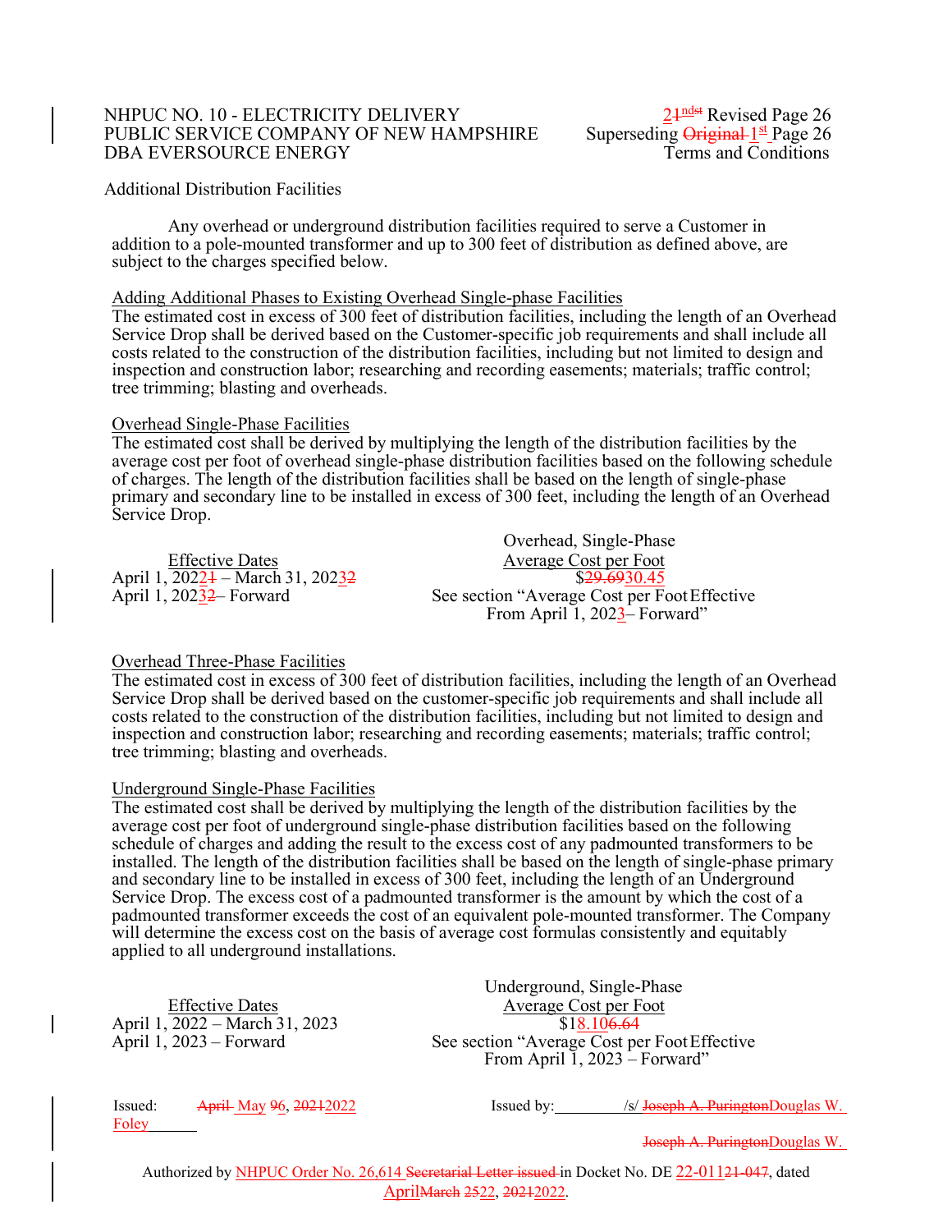NHPUC NO. 10 - ELECTRICITY DELIVERY
PUBLIC SERVICE COMPANY OF NEW HAMPSHIRE
DBA EVERSOURCE ENERGY

21ndst Revised Page 26
Superseding Original 1st Page 26
Terms and Conditions

Additional Distribution Facilities

Any overhead or underground distribution facilities required to serve a Customer in addition to a pole-mounted transformer and up to 300 feet of distribution as defined above, are subject to the charges specified below.

Adding Additional Phases to Existing Overhead Single-phase Facilities
The estimated cost in excess of 300 feet of distribution facilities, including the length of an Overhead Service Drop shall be derived based on the Customer-specific job requirements and shall include all costs related to the construction of the distribution facilities, including but not limited to design and inspection and construction labor; researching and recording easements; materials; traffic control; tree trimming; blasting and overheads.

Overhead Single-Phase Facilities
The estimated cost shall be derived by multiplying the length of the distribution facilities by the average cost per foot of overhead single-phase distribution facilities based on the following schedule of charges. The length of the distribution facilities shall be based on the length of single-phase primary and secondary line to be installed in excess of 300 feet, including the length of an Overhead Service Drop.

| Effective Dates | Overhead, Single-Phase Average Cost per Foot |
|---|---|
| April 1, 20221 – March 31, 20232 | $29.6930.45 |
| April 1, 20232 – Forward | See section "Average Cost per Foot Effective From April 1, 2023 – Forward" |

Overhead Three-Phase Facilities
The estimated cost in excess of 300 feet of distribution facilities, including the length of an Overhead Service Drop shall be derived based on the customer-specific job requirements and shall include all costs related to the construction of the distribution facilities, including but not limited to design and inspection and construction labor; researching and recording easements; materials; traffic control; tree trimming; blasting and overheads.

Underground Single-Phase Facilities
The estimated cost shall be derived by multiplying the length of the distribution facilities by the average cost per foot of underground single-phase distribution facilities based on the following schedule of charges and adding the result to the excess cost of any padmounted transformers to be installed. The length of the distribution facilities shall be based on the length of single-phase primary and secondary line to be installed in excess of 300 feet, including the length of an Underground Service Drop. The excess cost of a padmounted transformer is the amount by which the cost of a padmounted transformer exceeds the cost of an equivalent pole-mounted transformer. The Company will determine the excess cost on the basis of average cost formulas consistently and equitably applied to all underground installations.

| Effective Dates | Underground, Single-Phase Average Cost per Foot |
|---|---|
| April 1, 2022 – March 31, 2023 | $18.106.64 |
| April 1, 2023 – Forward | See section "Average Cost per Foot Effective From April 1, 2023 – Forward" |

Issued: April May 96, 20212022
Issued by: /s/ Joseph A. PuringtonDouglas W. Foley

Joseph A. PuringtonDouglas W.

Authorized by NHPUC Order No. 26,614 Secretarial Letter issued in Docket No. DE 22-01121-047, dated AprilMarch 2522, 20212022.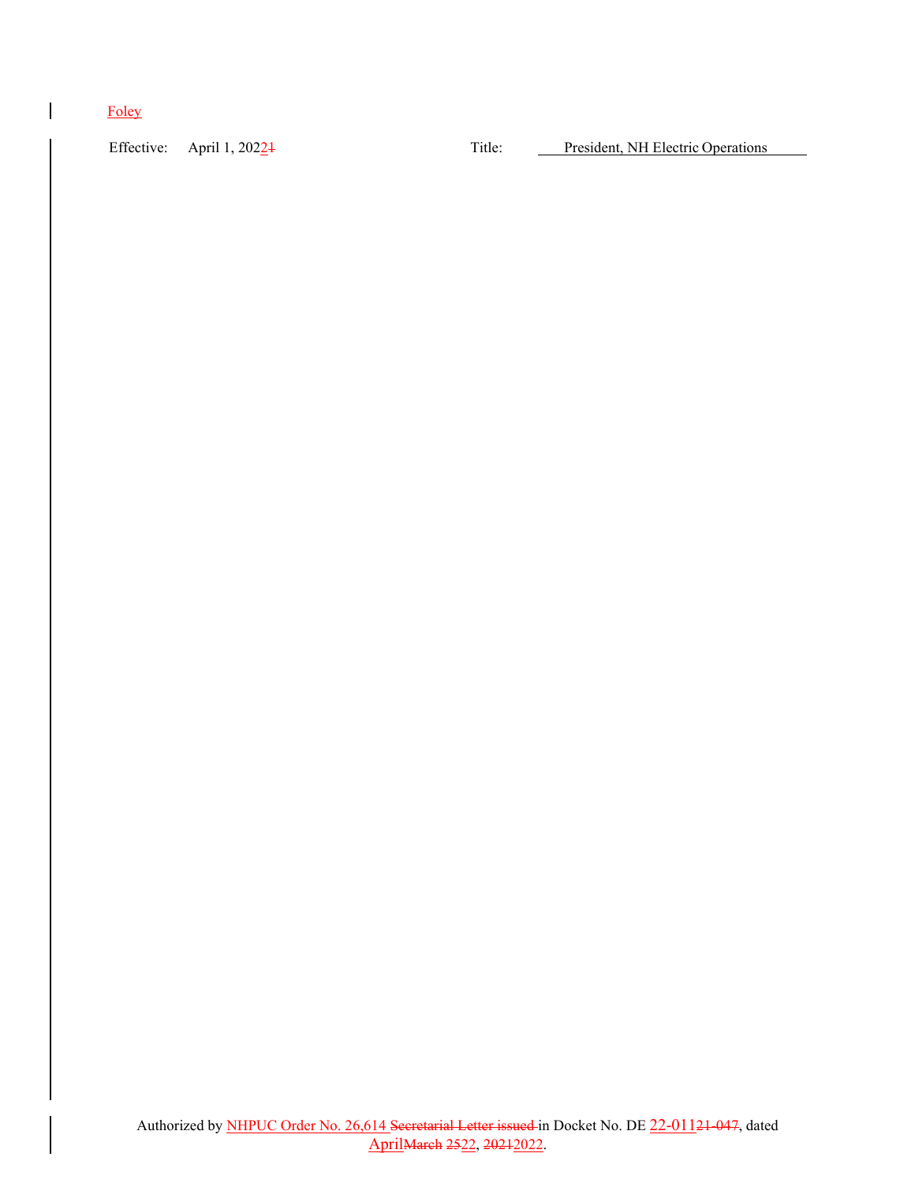Foley

Effective: April 1, 2022~~1~~ Title: President, NH Electric Operations

Authorized by NHPUC Order No. 26,614 ~~Secretarial Letter issued~~ in Docket No. DE 22-011~~21-047~~, dated April~~March~~ ~~25~~22, ~~2021~~2022.